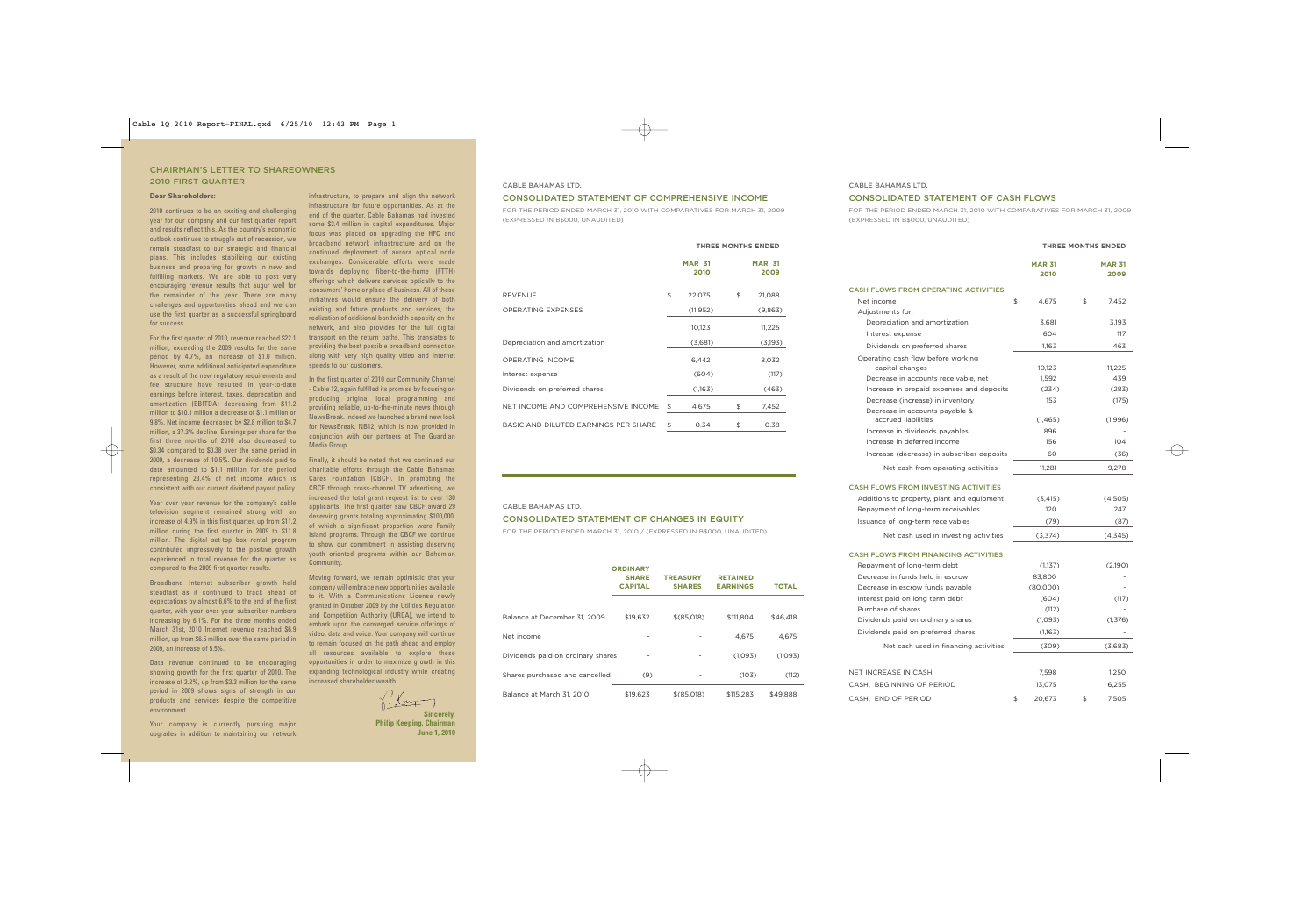## CHAIRMAN'S LETTER TO SHAREOWNERS
### 2010 FIRST QUARTER

**Dear Shareholders:**

2010 continues to be an exciting and challenging year for our company and our first quarter report and results reflect this. As the country's economic outlook continues to struggle out of recession, we remain steadfast to our strategic and financial plans. This includes stabilizing our existing business and preparing for growth in new and fulfilling markets. We are able to post very encouraging revenue results that augur well for the remainder of the year. There are many challenges and opportunities ahead and we can use the first quarter as a successful springboard for success.

For the first quarter of 2010, revenue reached $22.1 million, exceeding the 2009 results for the same period by 4.7%, an increase of $1.0 million. However, some additional anticipated expenditure as a result of the new regulatory requirements and fee structure have resulted in year-to-date earnings before interest, taxes, depreciation and amortization (EBITDA) decreasing from $11.2 million to $10.1 million a decrease of $1.1 million or 9.8%. Net income decreased by $2.8 million to $4.7 million, a 37.3% decline. Earnings per share for the first three months of 2010 also decreased to $0.34 compared to $0.38 over the same period in 2009, a decrease of 10.5%. Our dividends paid to date amounted to $1.1 million for the period representing 23.4% of net income which is consistent with our current dividend payout policy.

Year over year revenue for the company's cable television segment remained strong with an increase of 4.9% in this first quarter, up from $11.2 million during the first quarter in 2009 to $11.8 million. The digital set-top box rental program contributed impressively to the positive growth experienced in total revenue for the quarter as compared to the 2009 first quarter results.

Broadband Internet subscriber growth held steadfast as it continued to track ahead of expectations by almost 6.6% to the end of the first quarter, with year over year subscriber numbers increasing by 6.1%. For the three months ended March 31st, 2010 Internet revenue reached $6.9 million, up from $6.5 million over the same period in 2009, an increase of 5.5%.

Data revenue continued to be encouraging showing growth for the first quarter of 2010. The increase of 2.2%, up from $3.3 million for the same period in 2009 shows signs of strength in our products and services despite the competitive environment.

Your company is currently pursuing major upgrades in addition to maintaining our network infrastructure, to prepare and align the network infrastructure for future opportunities. As at the end of the quarter, Cable Bahamas had invested some $3.4 million in capital expenditures. Major focus was placed on upgrading the HFC and broadband network infrastructure and on the continued deployment of aurora optical node exchanges. Considerable efforts were made towards deploying fiber-to-the-home (FTTH) offerings which delivers services optically to the consumers' home or place of business. All of these initiatives would ensure the delivery of both existing and future products and services, the realization of additional bandwidth capacity on the network, and also provides for the full digital transport on the return paths. This translates to providing the best possible broadband connection along with very high quality video and Internet speeds to our customers.

In the first quarter of 2010 our Community Channel - Cable 12, again fulfilled its promise by focusing on producing original local programming and providing reliable, up-to-the-minute news through NewsBreak. Indeed we launched a brand new look for NewsBreak, NB12, which is now provided in conjunction with our partners at The Guardian Media Group.

Finally, it should be noted that we continued our charitable efforts through the Cable Bahamas Cares Foundation (CBCF). In promoting the CBCF through cross-channel TV advertising, we increased the total grant request list to over 130 applicants. The first quarter saw CBCF award 29 deserving grants totaling approximating $100,000, of which a significant proportion were Family Island programs. Through the CBCF we continue to show our commitment in assisting deserving youth oriented programs within our Bahamian Community.

Moving forward, we remain optimistic that your company will embrace new opportunities available to it. With a Communications License newly granted in October 2009 by the Utilities Regulation and Competition Authority (URCA), we intend to embark upon the converged service offerings of video, data and voice. Your company will continue to remain focused on the path ahead and employ all resources available to explore these opportunities in order to maximize growth in this expanding technological industry while creating increased shareholder wealth.

Sincerely,
**Philip Keeping, Chairman**
**June 1, 2010**

CABLE BAHAMAS LTD.

## CONSOLIDATED STATEMENT OF COMPREHENSIVE INCOME

FOR THE PERIOD ENDED MARCH 31, 2010 WITH COMPARATIVES FOR MARCH 31, 2009 (EXPRESSED IN B$000, UNAUDITED)

| | THREE MONTHS ENDED | |
|---|---|---|
| | MAR 31 2010 | MAR 31 2009 |
| REVENUE | $ 22,075 | $ 21,088 |
| OPERATING EXPENSES | (11,952) | (9,863) |
| | 10,123 | 11,225 |
| Depreciation and amortization | (3,681) | (3,193) |
| OPERATING INCOME | 6,442 | 8,032 |
| Interest expense | (604) | (117) |
| Dividends on preferred shares | (1,163) | (463) |
| NET INCOME AND COMPREHENSIVE INCOME | $ 4,675 | $ 7,452 |
| BASIC AND DILUTED EARNINGS PER SHARE | $ 0.34 | $ 0.38 |

CABLE BAHAMAS LTD.

## CONSOLIDATED STATEMENT OF CHANGES IN EQUITY

FOR THE PERIOD ENDED MARCH 31, 2010 / (EXPRESSED IN B$000, UNAUDITED)

| | ORDINARY SHARE CAPITAL | TREASURY SHARES | RETAINED EARNINGS | TOTAL |
|---|---|---|---|---|
| Balance at December 31, 2009 | $19,632 | $(85,018) | $111,804 | $46,418 |
| Net income | - | - | 4,675 | 4,675 |
| Dividends paid on ordinary shares | - | - | (1,093) | (1,093) |
| Shares purchased and cancelled | (9) | - | (103) | (112) |
| Balance at March 31, 2010 | $19,623 | $(85,018) | $115,283 | $49,888 |

CABLE BAHAMAS LTD.

## CONSOLIDATED STATEMENT OF CASH FLOWS

FOR THE PERIOD ENDED MARCH 31, 2010 WITH COMPARATIVES FOR MARCH 31, 2009 (EXPRESSED IN B$000, UNAUDITED)

| | THREE MONTHS ENDED | |
|---|---|---|
| | MAR 31 2010 | MAR 31 2009 |
| **CASH FLOWS FROM OPERATING ACTIVITIES** | | |
| Net income | $ 4,675 | $ 7,452 |
| Adjustments for: | | |
| Depreciation and amortization | 3,681 | 3,193 |
| Interest expense | 604 | 117 |
| Dividends on preferred shares | 1,163 | 463 |
| Operating cash flow before working capital changes | 10,123 | 11,225 |
| Decrease in accounts receivable, net | 1,592 | 439 |
| Increase in prepaid expenses and deposits | (234) | (283) |
| Decrease (increase) in inventory | 153 | (175) |
| Decrease in accounts payable & accrued liabilities | (1,465) | (1,996) |
| Increase in dividends payables | 896 | - |
| Increase in deferred income | 156 | 104 |
| Increase (decrease) in subscriber deposits | 60 | (36) |
| Net cash from operating activities | 11,281 | 9,278 |
| **CASH FLOWS FROM INVESTING ACTIVITIES** | | |
| Additions to property, plant and equipment | (3,415) | (4,505) |
| Repayment of long-term receivables | 120 | 247 |
| Issuance of long-term receivables | (79) | (87) |
| Net cash used in investing activities | (3,374) | (4,345) |
| **CASH FLOWS FROM FINANCING ACTIVITIES** | | |
| Repayment of long-term debt | (1,137) | (2,190) |
| Decrease in funds held in escrow | 83,800 | - |
| Decrease in escrow funds payable | (80,000) | - |
| Interest paid on long term debt | (604) | (117) |
| Purchase of shares | (112) | - |
| Dividends paid on ordinary shares | (1,093) | (1,376) |
| Dividends paid on preferred shares | (1,163) | - |
| Net cash used in financing activities | (309) | (3,683) |
| NET INCREASE IN CASH | 7,598 | 1,250 |
| CASH, BEGINNING OF PERIOD | 13,075 | 6,255 |
| CASH, END OF PERIOD | $ 20,673 | $ 7,505 |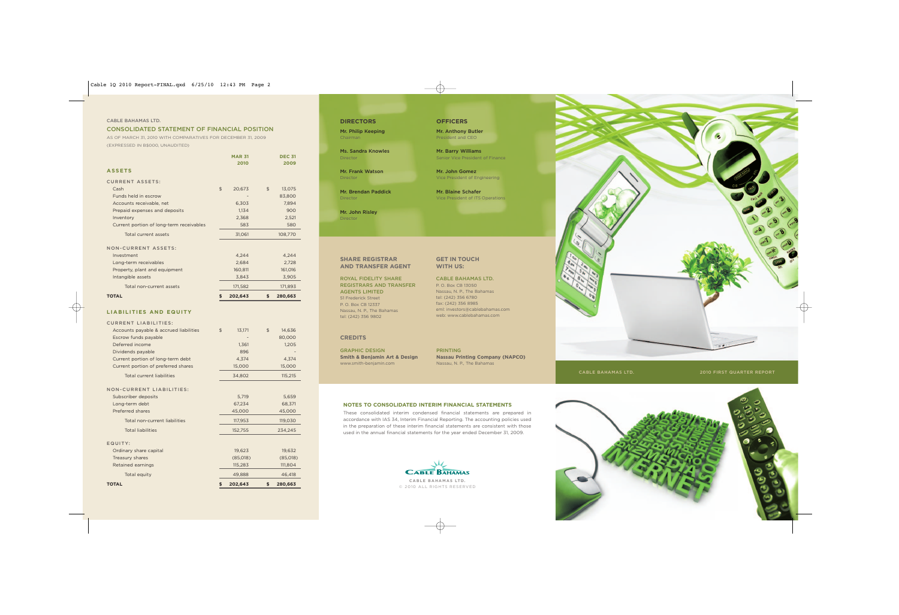CABLE BAHAMAS LTD.

## CONSOLIDATED STATEMENT OF FINANCIAL POSITION

AS OF MARCH 31, 2010 WITH COMPARATIVES FOR DECEMBER 31, 2009
(EXPRESSED IN B$000, UNAUDITED)

| | MAR 31 2010 | DEC 31 2009 |
|---|---|---|
| **ASSETS** | | |
| CURRENT ASSETS: | | |
| Cash | $ 20,673 | $ 13,075 |
| Funds held in escrow | - | 83,800 |
| Accounts receivable, net | 6,303 | 7,894 |
| Prepaid expenses and deposits | 1,134 | 900 |
| Inventory | 2,368 | 2,521 |
| Current portion of long-term receivables | 583 | 580 |
| Total current assets | 31,061 | 108,770 |
| NON-CURRENT ASSETS: | | |
| Investment | 4,244 | 4,244 |
| Long-term receivables | 2,684 | 2,728 |
| Property, plant and equipment | 160,811 | 161,016 |
| Intangible assets | 3,843 | 3,905 |
| Total non-current assets | 171,582 | 171,893 |
| **TOTAL** | **$ 202,643** | **$ 280,663** |
| **LIABILITIES AND EQUITY** | | |
| CURRENT LIABILITIES: | | |
| Accounts payable & accrued liabilities | $ 13,171 | $ 14,636 |
| Escrow funds payable | - | 80,000 |
| Deferred income | 1,361 | 1,205 |
| Dividends payable | 896 | - |
| Current portion of long-term debt | 4,374 | 4,374 |
| Current portion of preferred shares | 15,000 | 15,000 |
| Total current liabilities | 34,802 | 115,215 |
| NON-CURRENT LIABILITIES: | | |
| Subscriber deposits | 5,719 | 5,659 |
| Long-term debt | 67,234 | 68,371 |
| Preferred shares | 45,000 | 45,000 |
| Total non-current liabilities | 117,953 | 119,030 |
| Total liabilities | 152,755 | 234,245 |
| EQUITY: | | |
| Ordinary share capital | 19,623 | 19,632 |
| Treasury shares | (85,018) | (85,018) |
| Retained earnings | 115,283 | 111,804 |
| Total equity | 49,888 | 46,418 |
| **TOTAL** | **$ 202,643** | **$ 280,663** |

### DIRECTORS

**Mr. Philip Keeping**
Chairman

**Ms. Sandra Knowles**
Director

**Mr. Frank Watson**
Director

**Mr. Brendan Paddick**
Director

**Mr. John Risley**
Director

### OFFICERS

**Mr. Anthony Butler**
President and CEO

**Mr. Barry Williams**
Senior Vice President of Finance

**Mr. John Gomez**
Vice President of Engineering

**Mr. Blaine Schafer**
Vice President of ITS Operations

### SHARE REGISTRAR AND TRANSFER AGENT

ROYAL FIDELITY SHARE REGISTRARS AND TRANSFER AGENTS LIMITED
51 Frederick Street
P. O. Box CB 12337
Nassau, N. P., The Bahamas
tel: (242) 356 9802

### GET IN TOUCH WITH US:

CABLE BAHAMAS LTD.
P. O. Box CB 13050
Nassau, N. P., The Bahamas
tel: (242) 356 6780
fax: (242) 356 8985
eml: investors@cablebahamas.com
web: www.cablebahamas.com

### CREDITS

GRAPHIC DESIGN
**Smith & Benjamin Art & Design**
www.smith-benjamin.com

PRINTING
**Nassau Printing Company (NAPCO)**
Nassau, N. P., The Bahamas

CABLE BAHAMAS LTD. 2010 FIRST QUARTER REPORT

### NOTES TO CONSOLIDATED INTERIM FINANCIAL STATEMENTS

These consolidated interim condensed financial statements are prepared in accordance with IAS 34, Interim Financial Reporting. The accounting policies used in the preparation of these interim financial statements are consistent with those used in the annual financial statements for the year ended December 31, 2009.

CABLE BAHAMAS LTD.
© 2010 ALL RIGHTS RESERVED